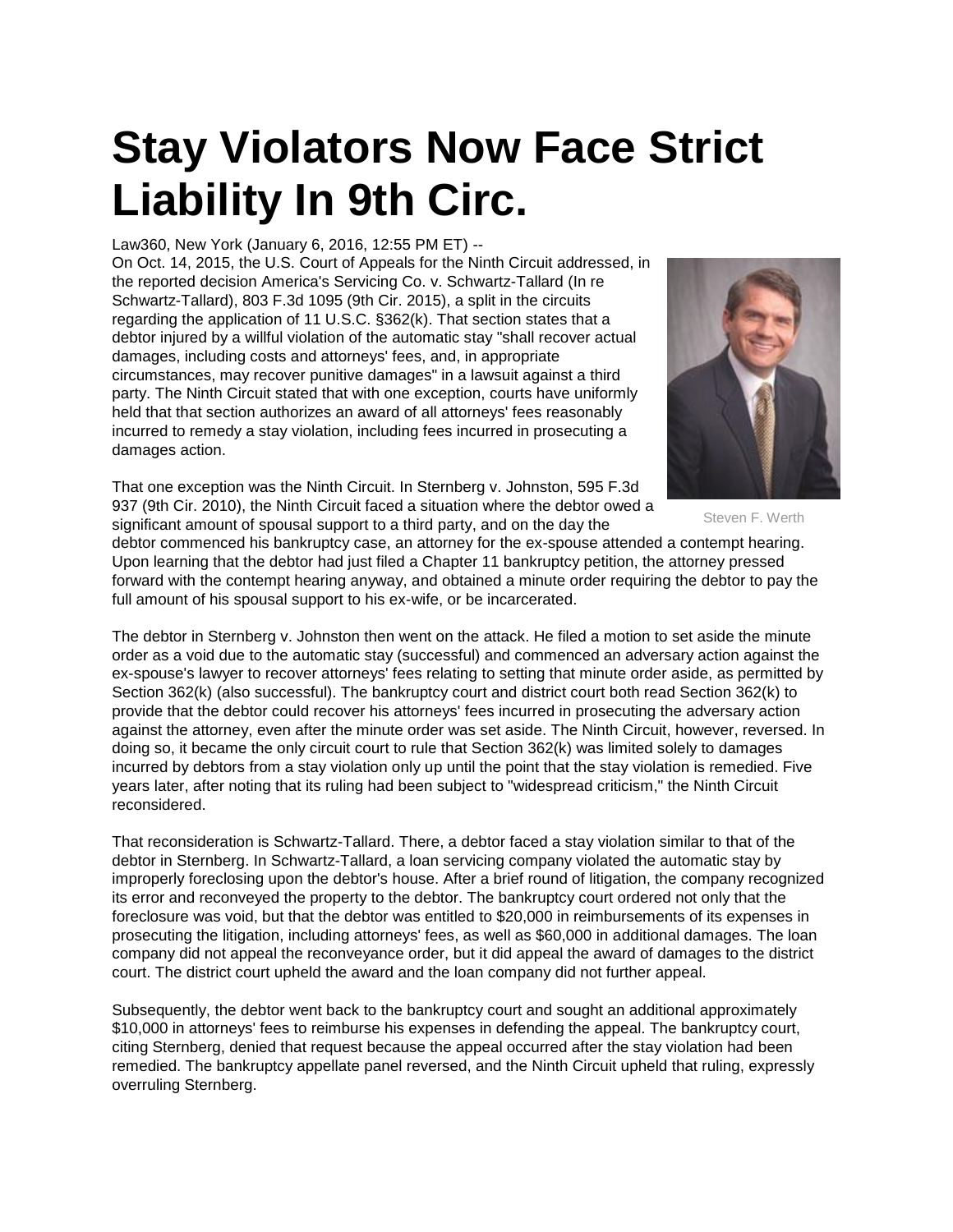# Stay Violators Now Face Strict Liability In 9th Circ.

Law360, New York (January 6, 2016, 12:55 PM ET) --

On Oct. 14, 2015, the U.S. Court of Appeals for the Ninth Circuit addressed, in the reported decision America's Servicing Co. v. Schwartz-Tallard (In re Schwartz-Tallard), 803 F.3d 1095 (9th Cir. 2015), a split in the circuits regarding the application of 11 U.S.C. §362(k). That section states that a debtor injured by a willful violation of the automatic stay "shall recover actual damages, including costs and attorneys' fees, and, in appropriate circumstances, may recover punitive damages" in a lawsuit against a third party. The Ninth Circuit stated that with one exception, courts have uniformly held that that section authorizes an award of all attorneys' fees reasonably incurred to remedy a stay violation, including fees incurred in prosecuting a damages action.

Steven F. Werth

That one exception was the Ninth Circuit. In Sternberg v. Johnston, 595 F.3d 937 (9th Cir. 2010), the Ninth Circuit faced a situation where the debtor owed a significant amount of spousal support to a third party, and on the day the debtor commenced his bankruptcy case, an attorney for the ex-spouse attended a contempt hearing. Upon learning that the debtor had just filed a Chapter 11 bankruptcy petition, the attorney pressed forward with the contempt hearing anyway, and obtained a minute order requiring the debtor to pay the full amount of his spousal support to his ex-wife, or be incarcerated.

The debtor in Sternberg v. Johnston then went on the attack. He filed a motion to set aside the minute order as a void due to the automatic stay (successful) and commenced an adversary action against the ex-spouse's lawyer to recover attorneys' fees relating to setting that minute order aside, as permitted by Section 362(k) (also successful). The bankruptcy court and district court both read Section 362(k) to provide that the debtor could recover his attorneys' fees incurred in prosecuting the adversary action against the attorney, even after the minute order was set aside. The Ninth Circuit, however, reversed. In doing so, it became the only circuit court to rule that Section 362(k) was limited solely to damages incurred by debtors from a stay violation only up until the point that the stay violation is remedied. Five years later, after noting that its ruling had been subject to "widespread criticism," the Ninth Circuit reconsidered.

That reconsideration is Schwartz-Tallard. There, a debtor faced a stay violation similar to that of the debtor in Sternberg. In Schwartz-Tallard, a loan servicing company violated the automatic stay by improperly foreclosing upon the debtor's house. After a brief round of litigation, the company recognized its error and reconveyed the property to the debtor. The bankruptcy court ordered not only that the foreclosure was void, but that the debtor was entitled to $20,000 in reimbursements of its expenses in prosecuting the litigation, including attorneys' fees, as well as $60,000 in additional damages. The loan company did not appeal the reconveyance order, but it did appeal the award of damages to the district court. The district court upheld the award and the loan company did not further appeal.

Subsequently, the debtor went back to the bankruptcy court and sought an additional approximately $10,000 in attorneys' fees to reimburse his expenses in defending the appeal. The bankruptcy court, citing Sternberg, denied that request because the appeal occurred after the stay violation had been remedied. The bankruptcy appellate panel reversed, and the Ninth Circuit upheld that ruling, expressly overruling Sternberg.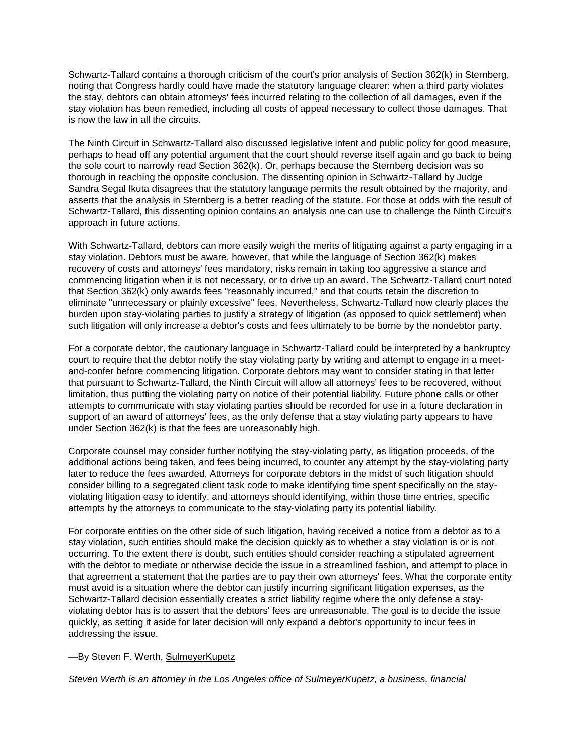Schwartz-Tallard contains a thorough criticism of the court's prior analysis of Section 362(k) in Sternberg, noting that Congress hardly could have made the statutory language clearer: when a third party violates the stay, debtors can obtain attorneys' fees incurred relating to the collection of all damages, even if the stay violation has been remedied, including all costs of appeal necessary to collect those damages. That is now the law in all the circuits.

The Ninth Circuit in Schwartz-Tallard also discussed legislative intent and public policy for good measure, perhaps to head off any potential argument that the court should reverse itself again and go back to being the sole court to narrowly read Section 362(k). Or, perhaps because the Sternberg decision was so thorough in reaching the opposite conclusion. The dissenting opinion in Schwartz-Tallard by Judge Sandra Segal Ikuta disagrees that the statutory language permits the result obtained by the majority, and asserts that the analysis in Sternberg is a better reading of the statute. For those at odds with the result of Schwartz-Tallard, this dissenting opinion contains an analysis one can use to challenge the Ninth Circuit's approach in future actions.

With Schwartz-Tallard, debtors can more easily weigh the merits of litigating against a party engaging in a stay violation. Debtors must be aware, however, that while the language of Section 362(k) makes recovery of costs and attorneys' fees mandatory, risks remain in taking too aggressive a stance and commencing litigation when it is not necessary, or to drive up an award. The Schwartz-Tallard court noted that Section 362(k) only awards fees "reasonably incurred," and that courts retain the discretion to eliminate "unnecessary or plainly excessive" fees. Nevertheless, Schwartz-Tallard now clearly places the burden upon stay-violating parties to justify a strategy of litigation (as opposed to quick settlement) when such litigation will only increase a debtor's costs and fees ultimately to be borne by the nondebtor party.

For a corporate debtor, the cautionary language in Schwartz-Tallard could be interpreted by a bankruptcy court to require that the debtor notify the stay violating party by writing and attempt to engage in a meet-and-confer before commencing litigation. Corporate debtors may want to consider stating in that letter that pursuant to Schwartz-Tallard, the Ninth Circuit will allow all attorneys' fees to be recovered, without limitation, thus putting the violating party on notice of their potential liability. Future phone calls or other attempts to communicate with stay violating parties should be recorded for use in a future declaration in support of an award of attorneys' fees, as the only defense that a stay violating party appears to have under Section 362(k) is that the fees are unreasonably high.

Corporate counsel may consider further notifying the stay-violating party, as litigation proceeds, of the additional actions being taken, and fees being incurred, to counter any attempt by the stay-violating party later to reduce the fees awarded. Attorneys for corporate debtors in the midst of such litigation should consider billing to a segregated client task code to make identifying time spent specifically on the stay-violating litigation easy to identify, and attorneys should identifying, within those time entries, specific attempts by the attorneys to communicate to the stay-violating party its potential liability.

For corporate entities on the other side of such litigation, having received a notice from a debtor as to a stay violation, such entities should make the decision quickly as to whether a stay violation is or is not occurring. To the extent there is doubt, such entities should consider reaching a stipulated agreement with the debtor to mediate or otherwise decide the issue in a streamlined fashion, and attempt to place in that agreement a statement that the parties are to pay their own attorneys' fees. What the corporate entity must avoid is a situation where the debtor can justify incurring significant litigation expenses, as the Schwartz-Tallard decision essentially creates a strict liability regime where the only defense a stay-violating debtor has is to assert that the debtors' fees are unreasonable. The goal is to decide the issue quickly, as setting it aside for later decision will only expand a debtor's opportunity to incur fees in addressing the issue.

—By Steven F. Werth, SulmeyerKupetz

*Steven Werth is an attorney in the Los Angeles office of SulmeyerKupetz, a business, financial*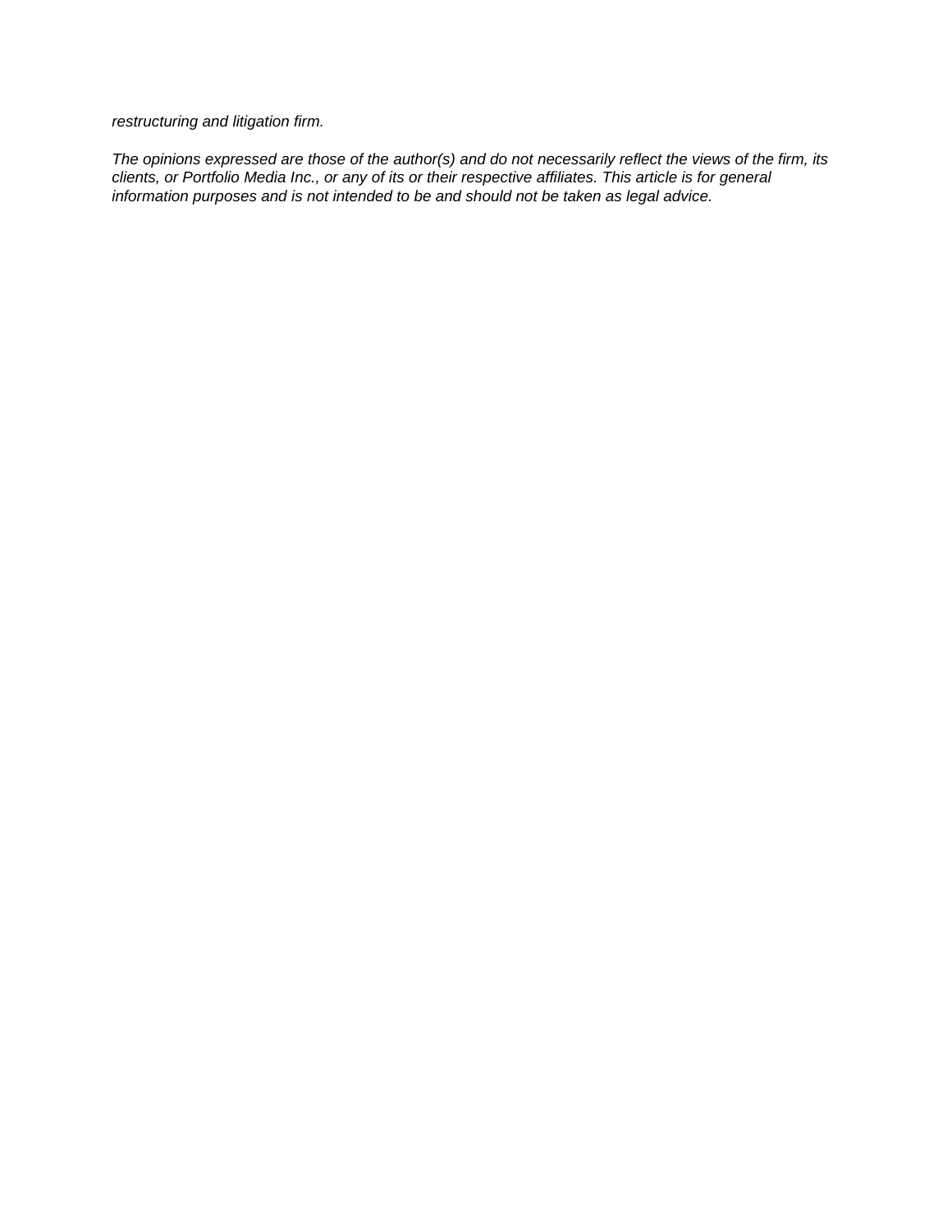*restructuring and litigation firm.*

*The opinions expressed are those of the author(s) and do not necessarily reflect the views of the firm, its clients, or Portfolio Media Inc., or any of its or their respective affiliates. This article is for general information purposes and is not intended to be and should not be taken as legal advice.*